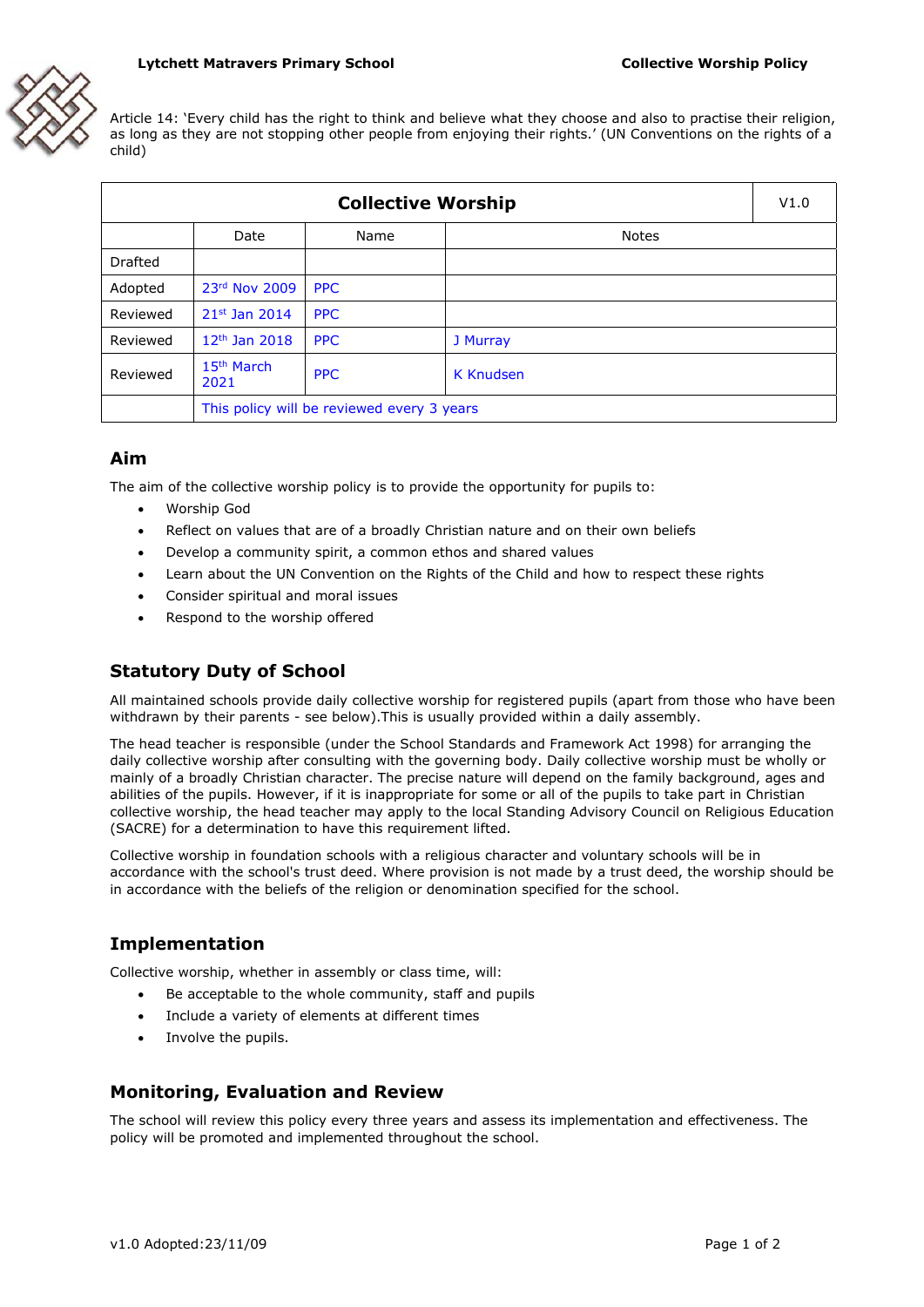Article 14: 'Every child has the right to think and believe what they choose and also to practise their religion, as long as they are not stopping other people from enjoying their rights.' (UN Conventions on the rights of a child)

| Collective Worship | | | | V1.0 |
|---|---|---|---|---|
| | Date | Name | Notes | |
| Drafted | | | | |
| Adopted | 23rd Nov 2009 | PPC | | |
| Reviewed | 21st Jan 2014 | PPC | | |
| Reviewed | 12th Jan 2018 | PPC | J Murray | |
| Reviewed | 15th March 2021 | PPC | K Knudsen | |
| | This policy will be reviewed every 3 years | | | |

## Aim

The aim of the collective worship policy is to provide the opportunity for pupils to:

- Worship God
- Reflect on values that are of a broadly Christian nature and on their own beliefs
- Develop a community spirit, a common ethos and shared values
- Learn about the UN Convention on the Rights of the Child and how to respect these rights
- Consider spiritual and moral issues
- Respond to the worship offered

## Statutory Duty of School

All maintained schools provide daily collective worship for registered pupils (apart from those who have been withdrawn by their parents - see below).This is usually provided within a daily assembly.

The head teacher is responsible (under the School Standards and Framework Act 1998) for arranging the daily collective worship after consulting with the governing body. Daily collective worship must be wholly or mainly of a broadly Christian character. The precise nature will depend on the family background, ages and abilities of the pupils. However, if it is inappropriate for some or all of the pupils to take part in Christian collective worship, the head teacher may apply to the local Standing Advisory Council on Religious Education (SACRE) for a determination to have this requirement lifted.

Collective worship in foundation schools with a religious character and voluntary schools will be in accordance with the school's trust deed. Where provision is not made by a trust deed, the worship should be in accordance with the beliefs of the religion or denomination specified for the school.

## Implementation

Collective worship, whether in assembly or class time, will:

- Be acceptable to the whole community, staff and pupils
- Include a variety of elements at different times
- Involve the pupils.

## Monitoring, Evaluation and Review

The school will review this policy every three years and assess its implementation and effectiveness. The policy will be promoted and implemented throughout the school.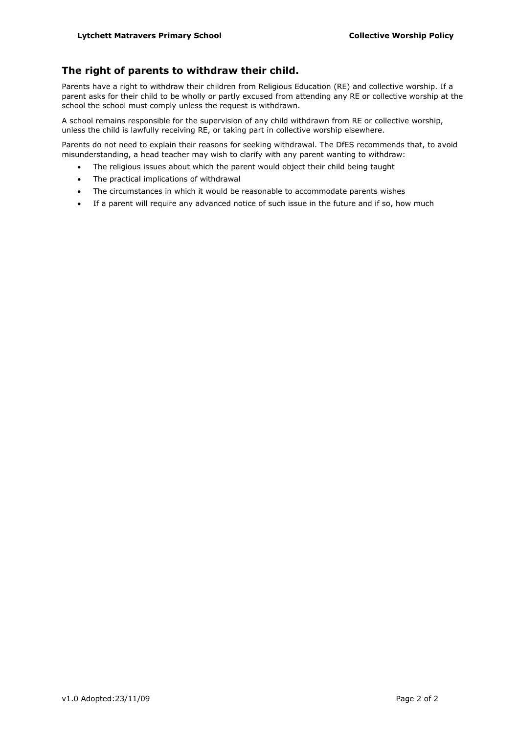## The right of parents to withdraw their child.

Parents have a right to withdraw their children from Religious Education (RE) and collective worship. If a parent asks for their child to be wholly or partly excused from attending any RE or collective worship at the school the school must comply unless the request is withdrawn.

A school remains responsible for the supervision of any child withdrawn from RE or collective worship, unless the child is lawfully receiving RE, or taking part in collective worship elsewhere.

Parents do not need to explain their reasons for seeking withdrawal. The DfES recommends that, to avoid misunderstanding, a head teacher may wish to clarify with any parent wanting to withdraw:

- The religious issues about which the parent would object their child being taught
- The practical implications of withdrawal
- The circumstances in which it would be reasonable to accommodate parents wishes
- If a parent will require any advanced notice of such issue in the future and if so, how much